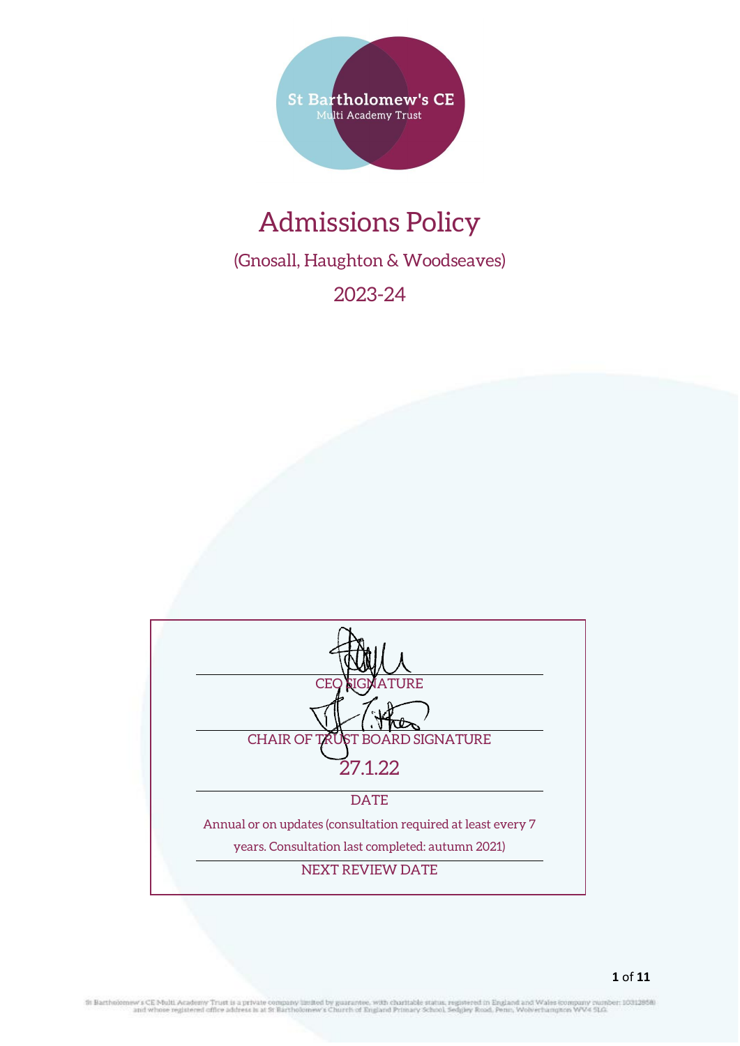St Bartholomew's CE
Multi Academy Trust

# Admissions Policy

(Gnosall, Haughton & Woodseaves)

2023-24

CEO SIGNATURE

CHAIR OF TRUST BOARD SIGNATURE

27.1.22

DATE

Annual or on updates (consultation required at least every 7 years. Consultation last completed: autumn 2021)

NEXT REVIEW DATE

St Bartholomew's CE Multi Academy Trust is a private company limited by guarantee, with charitable status, registered in England and Wales (company number: 10312958) and whose registered office address is at St Bartholomew's Church of England Primary School, Sedgley Road, Penn, Wolverhampton WV4 5LG.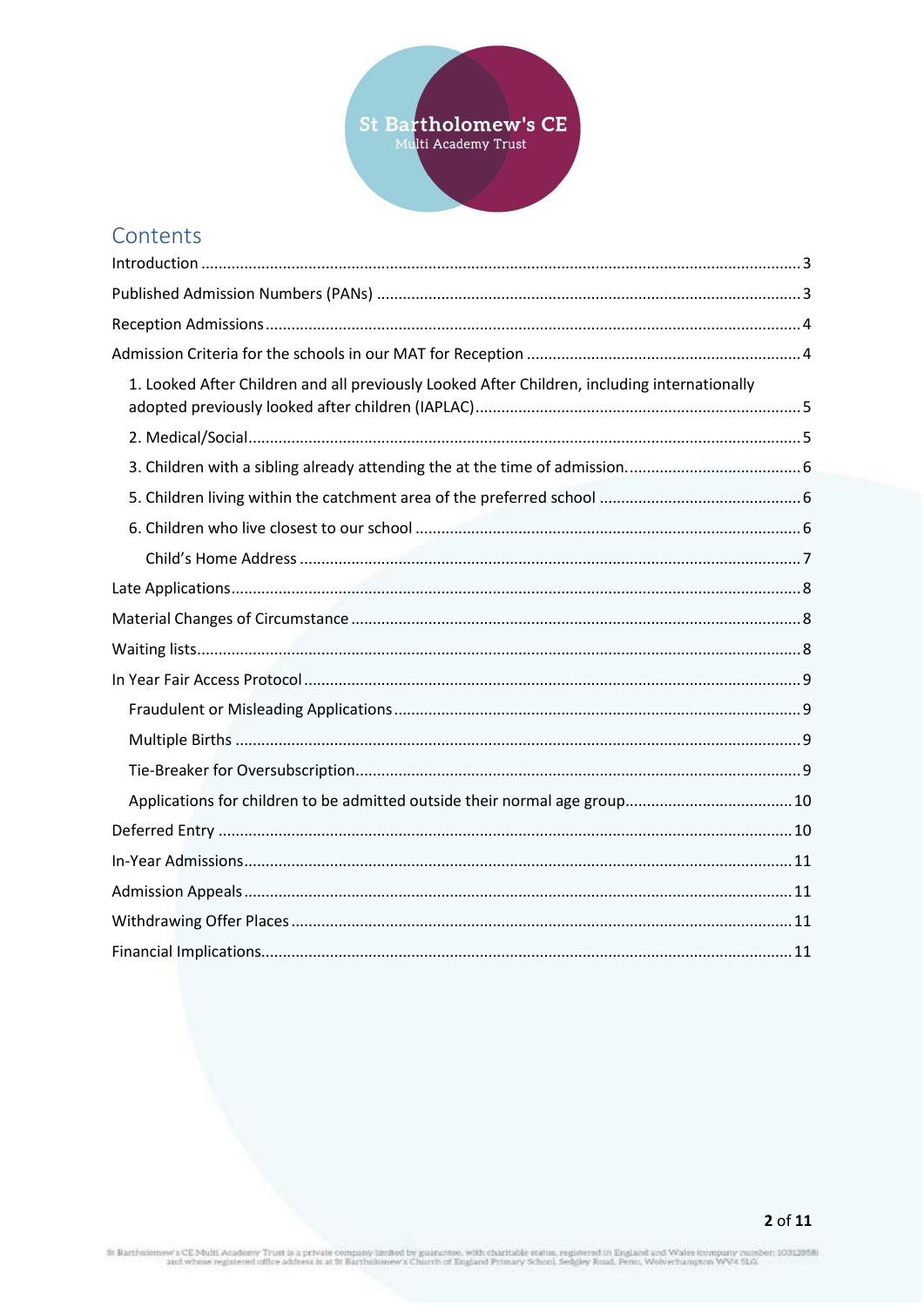## Contents

- Introduction ... 3
- Published Admission Numbers (PANs) ... 3
- Reception Admissions ... 4
- Admission Criteria for the schools in our MAT for Reception ... 4
  - 1. Looked After Children and all previously Looked After Children, including internationally adopted previously looked after children (IAPLAC) ... 5
  - 2. Medical/Social ... 5
  - 3. Children with a sibling already attending the at the time of admission. ... 6
  - 5. Children living within the catchment area of the preferred school ... 6
  - 6. Children who live closest to our school ... 6
    - Child's Home Address ... 7
- Late Applications ... 8
- Material Changes of Circumstance ... 8
- Waiting lists ... 8
- In Year Fair Access Protocol ... 9
  - Fraudulent or Misleading Applications ... 9
  - Multiple Births ... 9
  - Tie-Breaker for Oversubscription ... 9
  - Applications for children to be admitted outside their normal age group ... 10
- Deferred Entry ... 10
- In-Year Admissions ... 11
- Admission Appeals ... 11
- Withdrawing Offer Places ... 11
- Financial Implications ... 11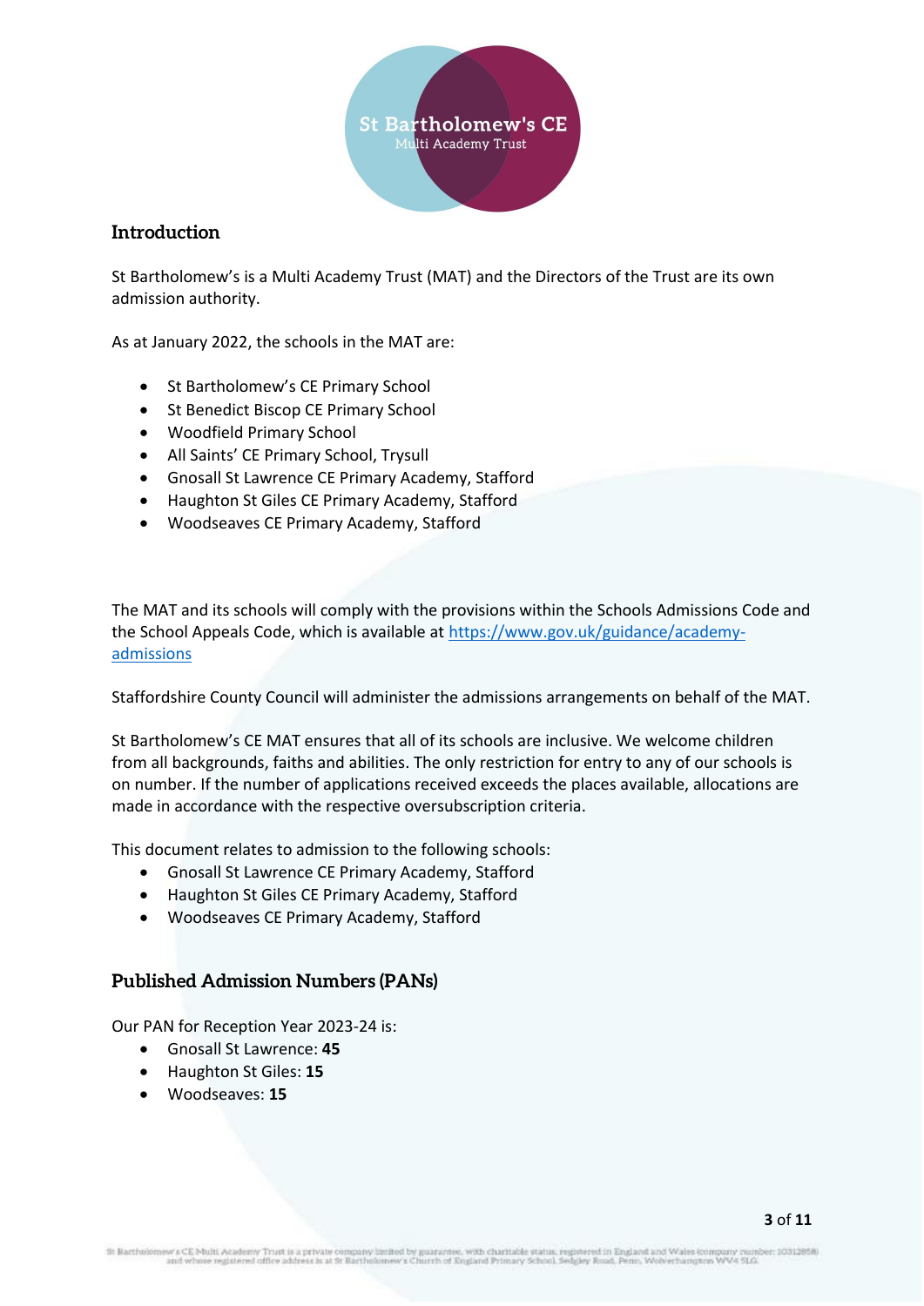## Introduction

St Bartholomew's is a Multi Academy Trust (MAT) and the Directors of the Trust are its own admission authority.

As at January 2022, the schools in the MAT are:

- St Bartholomew's CE Primary School
- St Benedict Biscop CE Primary School
- Woodfield Primary School
- All Saints' CE Primary School, Trysull
- Gnosall St Lawrence CE Primary Academy, Stafford
- Haughton St Giles CE Primary Academy, Stafford
- Woodseaves CE Primary Academy, Stafford

The MAT and its schools will comply with the provisions within the Schools Admissions Code and the School Appeals Code, which is available at https://www.gov.uk/guidance/academy-admissions

Staffordshire County Council will administer the admissions arrangements on behalf of the MAT.

St Bartholomew's CE MAT ensures that all of its schools are inclusive. We welcome children from all backgrounds, faiths and abilities. The only restriction for entry to any of our schools is on number. If the number of applications received exceeds the places available, allocations are made in accordance with the respective oversubscription criteria.

This document relates to admission to the following schools:

- Gnosall St Lawrence CE Primary Academy, Stafford
- Haughton St Giles CE Primary Academy, Stafford
- Woodseaves CE Primary Academy, Stafford

## Published Admission Numbers (PANs)

Our PAN for Reception Year 2023-24 is:

- Gnosall St Lawrence: **45**
- Haughton St Giles: **15**
- Woodseaves: **15**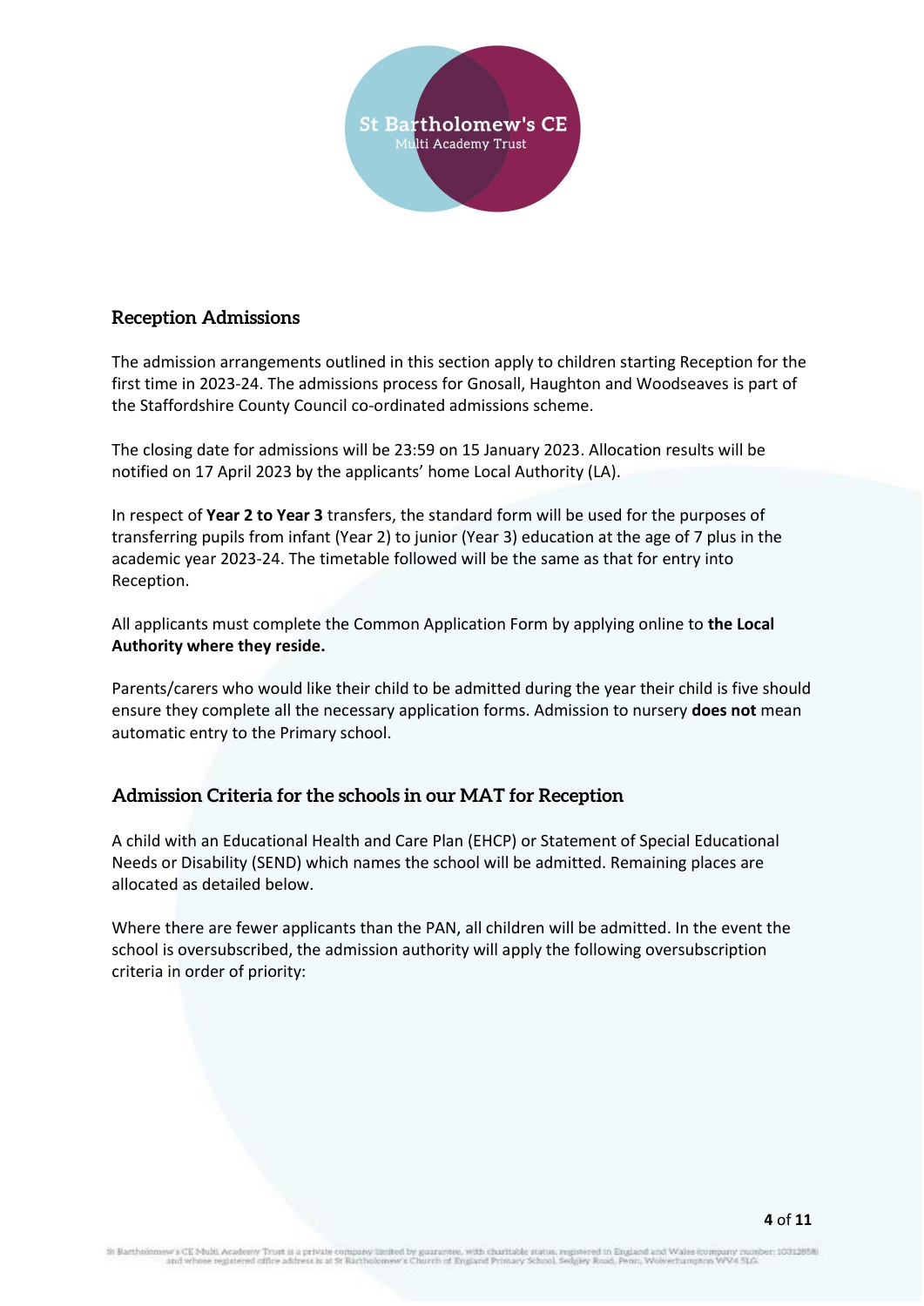## Reception Admissions

The admission arrangements outlined in this section apply to children starting Reception for the first time in 2023-24. The admissions process for Gnosall, Haughton and Woodseaves is part of the Staffordshire County Council co-ordinated admissions scheme.

The closing date for admissions will be 23:59 on 15 January 2023. Allocation results will be notified on 17 April 2023 by the applicants' home Local Authority (LA).

In respect of **Year 2 to Year 3** transfers, the standard form will be used for the purposes of transferring pupils from infant (Year 2) to junior (Year 3) education at the age of 7 plus in the academic year 2023-24. The timetable followed will be the same as that for entry into Reception.

All applicants must complete the Common Application Form by applying online to **the Local Authority where they reside.**

Parents/carers who would like their child to be admitted during the year their child is five should ensure they complete all the necessary application forms. Admission to nursery **does not** mean automatic entry to the Primary school.

## Admission Criteria for the schools in our MAT for Reception

A child with an Educational Health and Care Plan (EHCP) or Statement of Special Educational Needs or Disability (SEND) which names the school will be admitted. Remaining places are allocated as detailed below.

Where there are fewer applicants than the PAN, all children will be admitted. In the event the school is oversubscribed, the admission authority will apply the following oversubscription criteria in order of priority: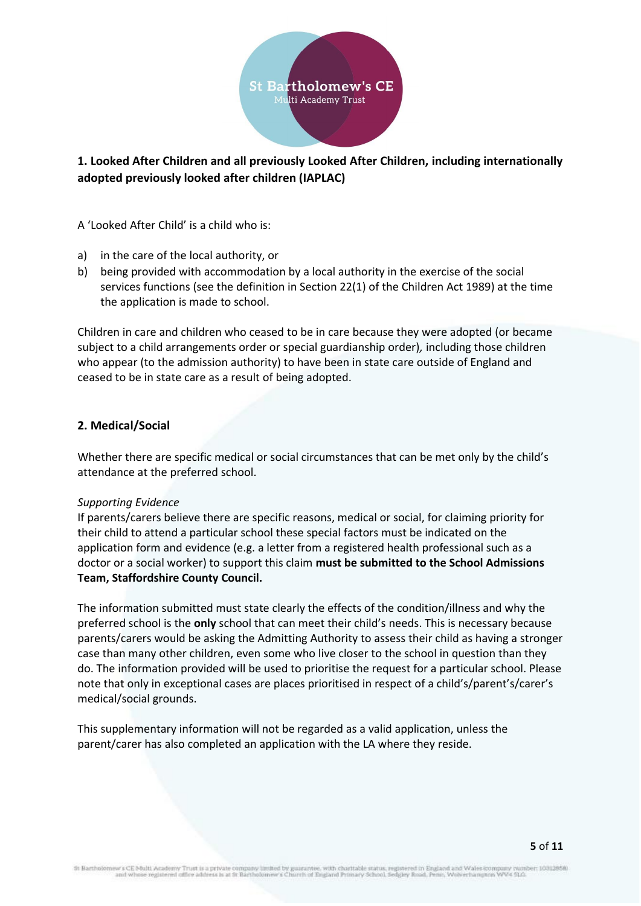**1. Looked After Children and all previously Looked After Children, including internationally adopted previously looked after children (IAPLAC)**

A 'Looked After Child' is a child who is:

a) in the care of the local authority, or
b) being provided with accommodation by a local authority in the exercise of the social services functions (see the definition in Section 22(1) of the Children Act 1989) at the time the application is made to school.

Children in care and children who ceased to be in care because they were adopted (or became subject to a child arrangements order or special guardianship order), including those children who appear (to the admission authority) to have been in state care outside of England and ceased to be in state care as a result of being adopted.

**2. Medical/Social**

Whether there are specific medical or social circumstances that can be met only by the child's attendance at the preferred school.

*Supporting Evidence*
If parents/carers believe there are specific reasons, medical or social, for claiming priority for their child to attend a particular school these special factors must be indicated on the application form and evidence (e.g. a letter from a registered health professional such as a doctor or a social worker) to support this claim **must be submitted to the School Admissions Team, Staffordshire County Council.**

The information submitted must state clearly the effects of the condition/illness and why the preferred school is the **only** school that can meet their child's needs. This is necessary because parents/carers would be asking the Admitting Authority to assess their child as having a stronger case than many other children, even some who live closer to the school in question than they do. The information provided will be used to prioritise the request for a particular school. Please note that only in exceptional cases are places prioritised in respect of a child's/parent's/carer's medical/social grounds.

This supplementary information will not be regarded as a valid application, unless the parent/carer has also completed an application with the LA where they reside.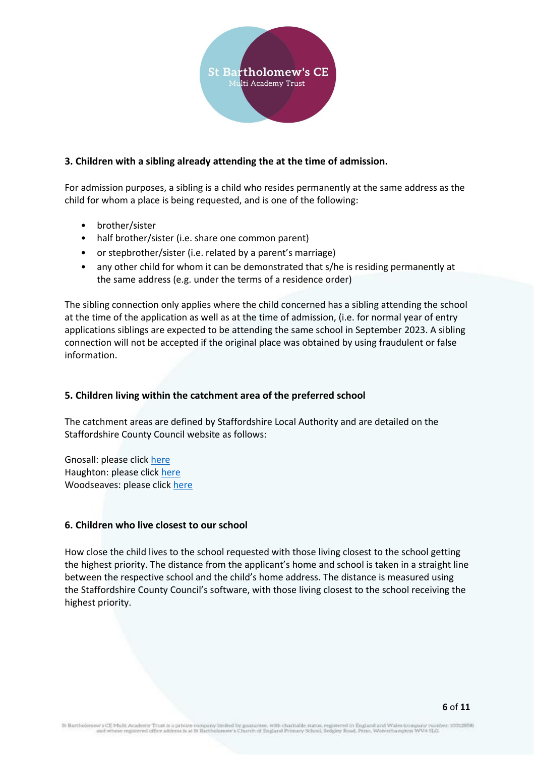**3. Children with a sibling already attending the at the time of admission.**

For admission purposes, a sibling is a child who resides permanently at the same address as the child for whom a place is being requested, and is one of the following:

- brother/sister
- half brother/sister (i.e. share one common parent)
- or stepbrother/sister (i.e. related by a parent's marriage)
- any other child for whom it can be demonstrated that s/he is residing permanently at the same address (e.g. under the terms of a residence order)

The sibling connection only applies where the child concerned has a sibling attending the school at the time of the application as well as at the time of admission, (i.e. for normal year of entry applications siblings are expected to be attending the same school in September 2023. A sibling connection will not be accepted if the original place was obtained by using fraudulent or false information.

**5. Children living within the catchment area of the preferred school**

The catchment areas are defined by Staffordshire Local Authority and are detailed on the Staffordshire County Council website as follows:

Gnosall: please click here
Haughton: please click here
Woodseaves: please click here

**6. Children who live closest to our school**

How close the child lives to the school requested with those living closest to the school getting the highest priority. The distance from the applicant's home and school is taken in a straight line between the respective school and the child's home address. The distance is measured using the Staffordshire County Council's software, with those living closest to the school receiving the highest priority.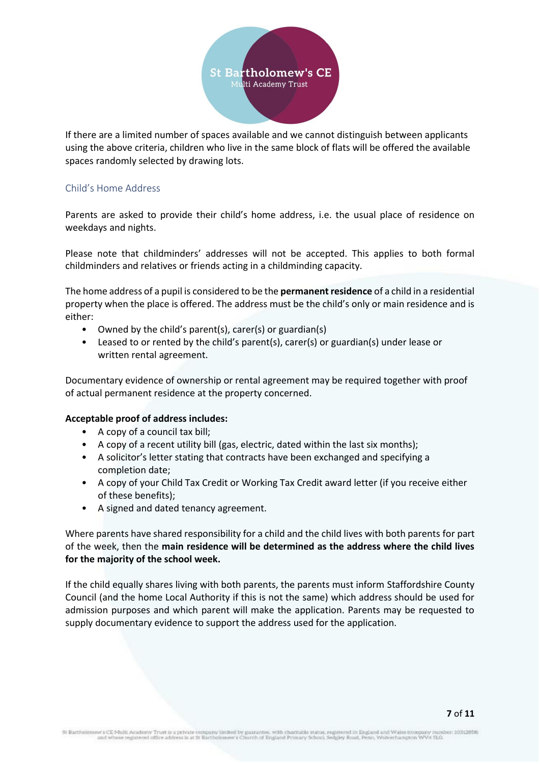If there are a limited number of spaces available and we cannot distinguish between applicants using the above criteria, children who live in the same block of flats will be offered the available spaces randomly selected by drawing lots.

## Child's Home Address

Parents are asked to provide their child's home address, i.e. the usual place of residence on weekdays and nights.

Please note that childminders' addresses will not be accepted. This applies to both formal childminders and relatives or friends acting in a childminding capacity.

The home address of a pupil is considered to be the **permanent residence** of a child in a residential property when the place is offered. The address must be the child's only or main residence and is either:

- Owned by the child's parent(s), carer(s) or guardian(s)
- Leased to or rented by the child's parent(s), carer(s) or guardian(s) under lease or written rental agreement.

Documentary evidence of ownership or rental agreement may be required together with proof of actual permanent residence at the property concerned.

**Acceptable proof of address includes:**

- A copy of a council tax bill;
- A copy of a recent utility bill (gas, electric, dated within the last six months);
- A solicitor's letter stating that contracts have been exchanged and specifying a completion date;
- A copy of your Child Tax Credit or Working Tax Credit award letter (if you receive either of these benefits);
- A signed and dated tenancy agreement.

Where parents have shared responsibility for a child and the child lives with both parents for part of the week, then the **main residence will be determined as the address where the child lives for the majority of the school week.**

If the child equally shares living with both parents, the parents must inform Staffordshire County Council (and the home Local Authority if this is not the same) which address should be used for admission purposes and which parent will make the application. Parents may be requested to supply documentary evidence to support the address used for the application.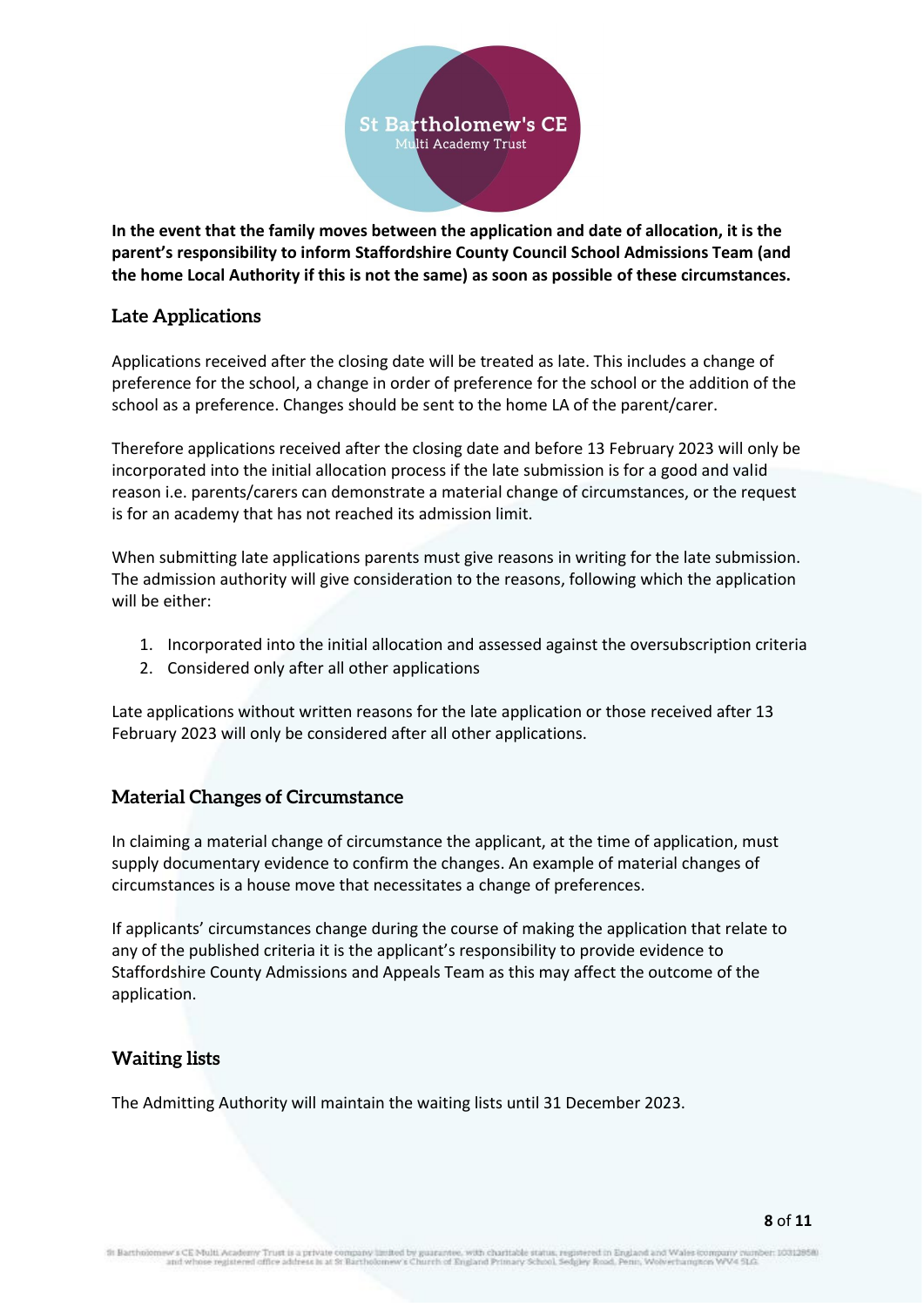**In the event that the family moves between the application and date of allocation, it is the parent's responsibility to inform Staffordshire County Council School Admissions Team (and the home Local Authority if this is not the same) as soon as possible of these circumstances.**

## Late Applications

Applications received after the closing date will be treated as late. This includes a change of preference for the school, a change in order of preference for the school or the addition of the school as a preference. Changes should be sent to the home LA of the parent/carer.

Therefore applications received after the closing date and before 13 February 2023 will only be incorporated into the initial allocation process if the late submission is for a good and valid reason i.e. parents/carers can demonstrate a material change of circumstances, or the request is for an academy that has not reached its admission limit.

When submitting late applications parents must give reasons in writing for the late submission. The admission authority will give consideration to the reasons, following which the application will be either:

1. Incorporated into the initial allocation and assessed against the oversubscription criteria
2. Considered only after all other applications

Late applications without written reasons for the late application or those received after 13 February 2023 will only be considered after all other applications.

## Material Changes of Circumstance

In claiming a material change of circumstance the applicant, at the time of application, must supply documentary evidence to confirm the changes. An example of material changes of circumstances is a house move that necessitates a change of preferences.

If applicants' circumstances change during the course of making the application that relate to any of the published criteria it is the applicant's responsibility to provide evidence to Staffordshire County Admissions and Appeals Team as this may affect the outcome of the application.

## Waiting lists

The Admitting Authority will maintain the waiting lists until 31 December 2023.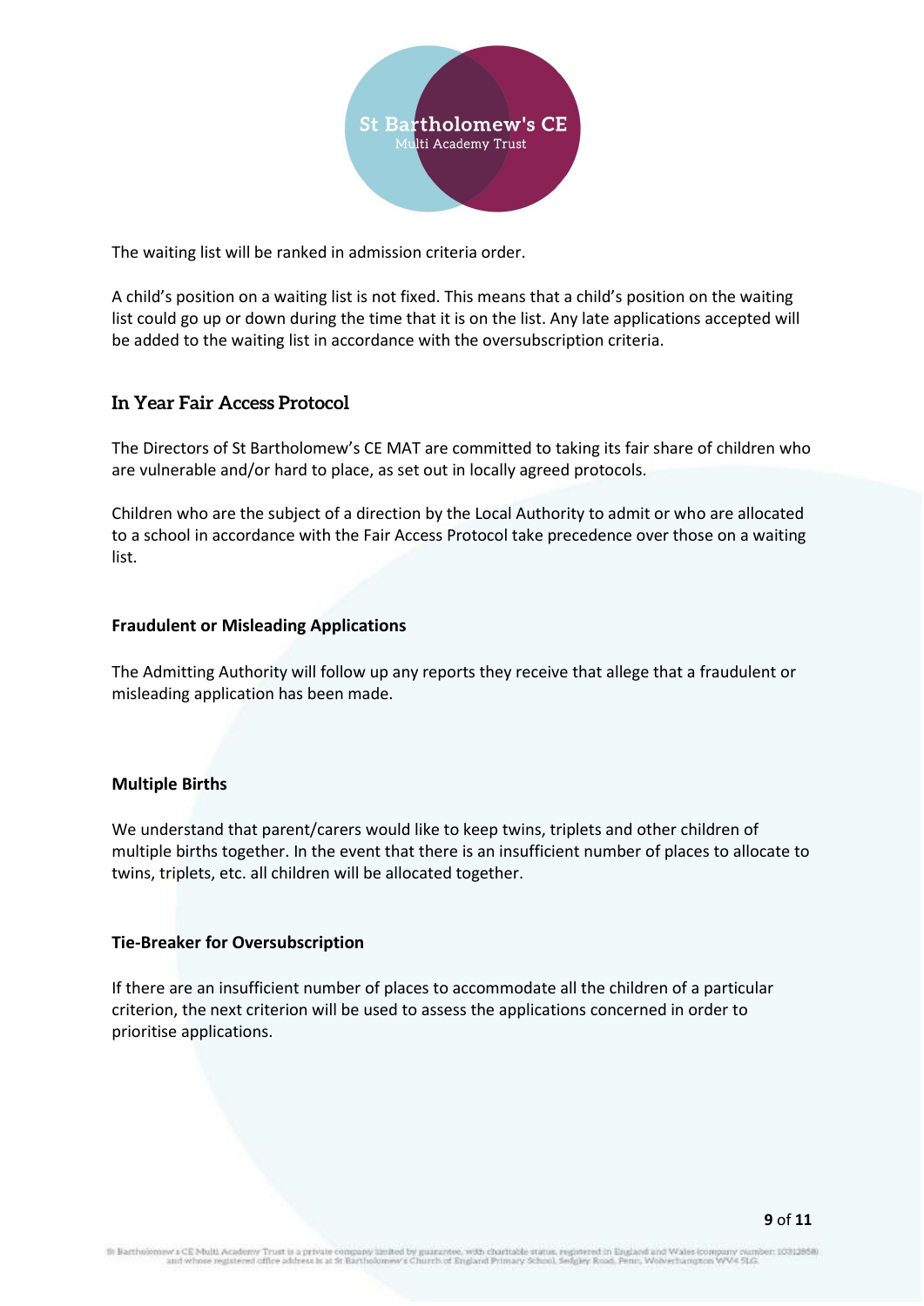The waiting list will be ranked in admission criteria order.

A child's position on a waiting list is not fixed. This means that a child's position on the waiting list could go up or down during the time that it is on the list. Any late applications accepted will be added to the waiting list in accordance with the oversubscription criteria.

## In Year Fair Access Protocol

The Directors of St Bartholomew's CE MAT are committed to taking its fair share of children who are vulnerable and/or hard to place, as set out in locally agreed protocols.

Children who are the subject of a direction by the Local Authority to admit or who are allocated to a school in accordance with the Fair Access Protocol take precedence over those on a waiting list.

### Fraudulent or Misleading Applications

The Admitting Authority will follow up any reports they receive that allege that a fraudulent or misleading application has been made.

### Multiple Births

We understand that parent/carers would like to keep twins, triplets and other children of multiple births together. In the event that there is an insufficient number of places to allocate to twins, triplets, etc. all children will be allocated together.

### Tie-Breaker for Oversubscription

If there are an insufficient number of places to accommodate all the children of a particular criterion, the next criterion will be used to assess the applications concerned in order to prioritise applications.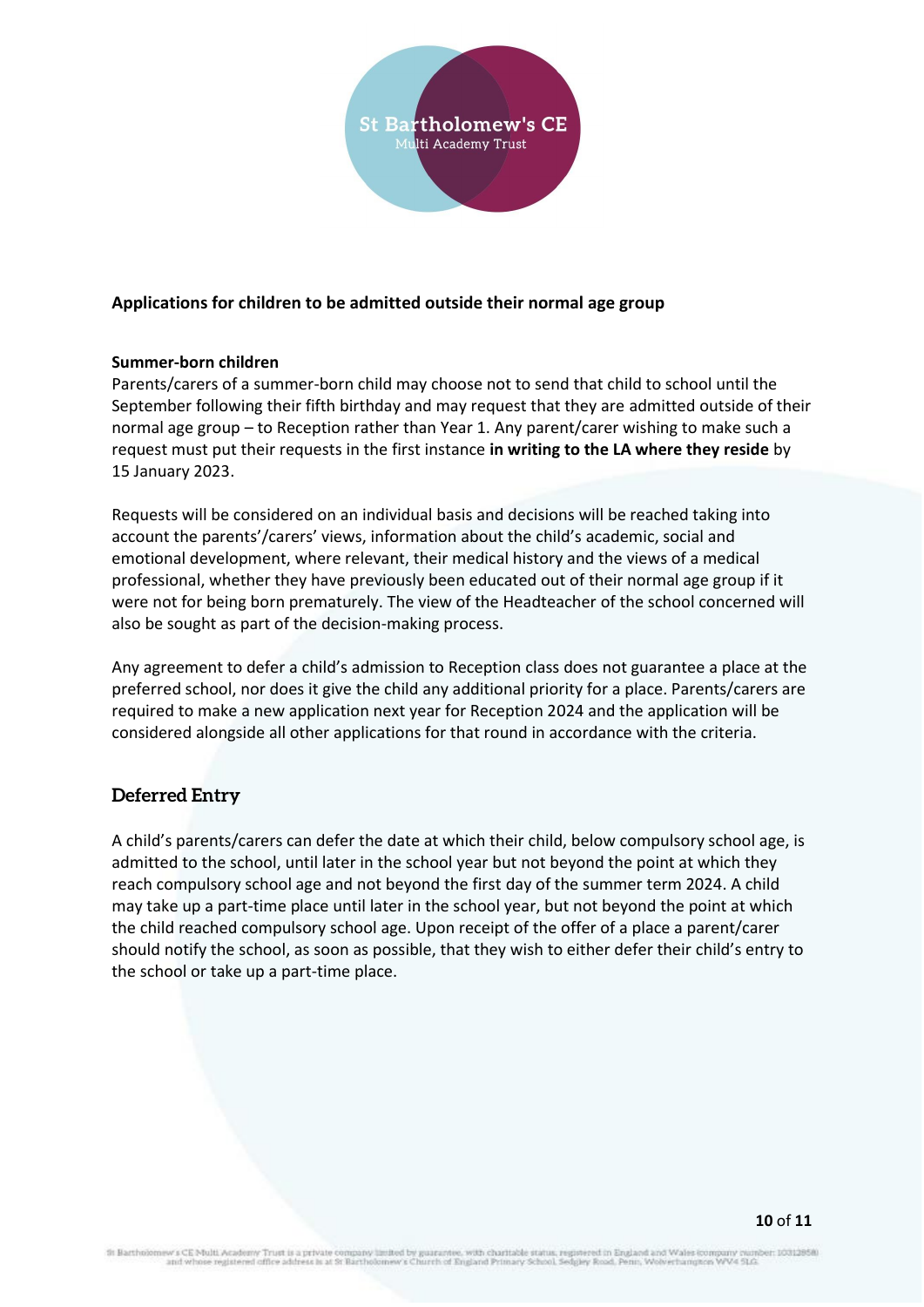## Applications for children to be admitted outside their normal age group

**Summer-born children**

Parents/carers of a summer-born child may choose not to send that child to school until the September following their fifth birthday and may request that they are admitted outside of their normal age group – to Reception rather than Year 1. Any parent/carer wishing to make such a request must put their requests in the first instance **in writing to the LA where they reside** by 15 January 2023.

Requests will be considered on an individual basis and decisions will be reached taking into account the parents'/carers' views, information about the child's academic, social and emotional development, where relevant, their medical history and the views of a medical professional, whether they have previously been educated out of their normal age group if it were not for being born prematurely. The view of the Headteacher of the school concerned will also be sought as part of the decision-making process.

Any agreement to defer a child's admission to Reception class does not guarantee a place at the preferred school, nor does it give the child any additional priority for a place. Parents/carers are required to make a new application next year for Reception 2024 and the application will be considered alongside all other applications for that round in accordance with the criteria.

## Deferred Entry

A child's parents/carers can defer the date at which their child, below compulsory school age, is admitted to the school, until later in the school year but not beyond the point at which they reach compulsory school age and not beyond the first day of the summer term 2024. A child may take up a part-time place until later in the school year, but not beyond the point at which the child reached compulsory school age. Upon receipt of the offer of a place a parent/carer should notify the school, as soon as possible, that they wish to either defer their child's entry to the school or take up a part-time place.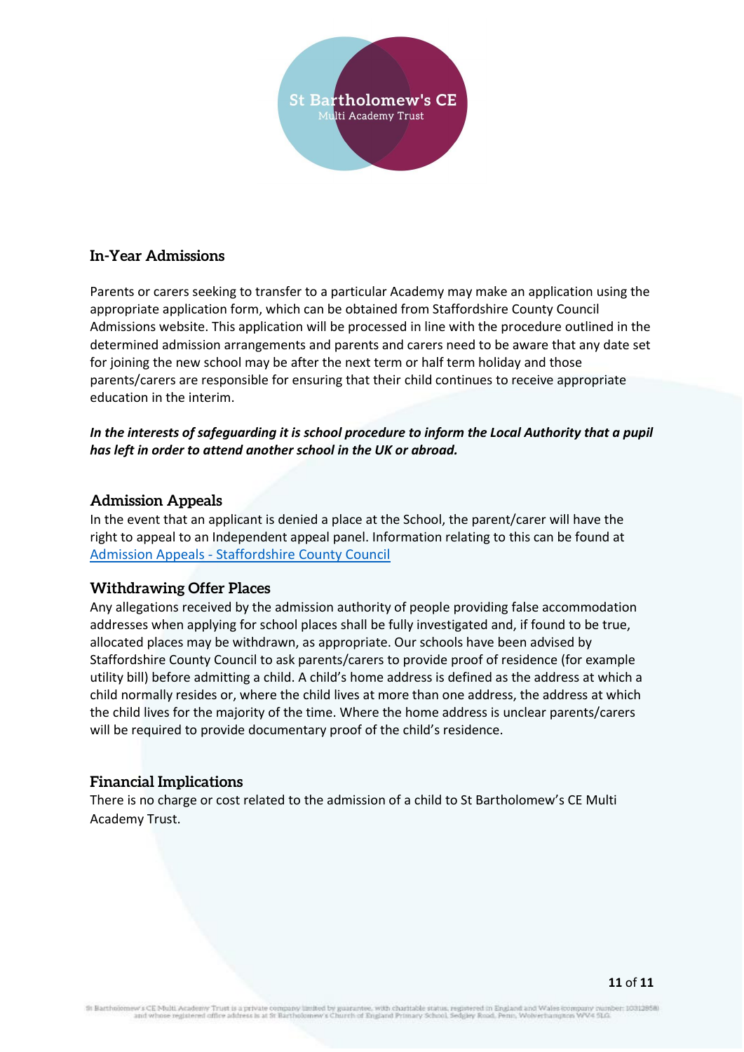## In-Year Admissions

Parents or carers seeking to transfer to a particular Academy may make an application using the appropriate application form, which can be obtained from Staffordshire County Council Admissions website. This application will be processed in line with the procedure outlined in the determined admission arrangements and parents and carers need to be aware that any date set for joining the new school may be after the next term or half term holiday and those parents/carers are responsible for ensuring that their child continues to receive appropriate education in the interim.

***In the interests of safeguarding it is school procedure to inform the Local Authority that a pupil has left in order to attend another school in the UK or abroad.***

## Admission Appeals

In the event that an applicant is denied a place at the School, the parent/carer will have the right to appeal to an Independent appeal panel. Information relating to this can be found at [Admission Appeals - Staffordshire County Council]

## Withdrawing Offer Places

Any allegations received by the admission authority of people providing false accommodation addresses when applying for school places shall be fully investigated and, if found to be true, allocated places may be withdrawn, as appropriate. Our schools have been advised by Staffordshire County Council to ask parents/carers to provide proof of residence (for example utility bill) before admitting a child. A child's home address is defined as the address at which a child normally resides or, where the child lives at more than one address, the address at which the child lives for the majority of the time. Where the home address is unclear parents/carers will be required to provide documentary proof of the child's residence.

## Financial Implications

There is no charge or cost related to the admission of a child to St Bartholomew's CE Multi Academy Trust.